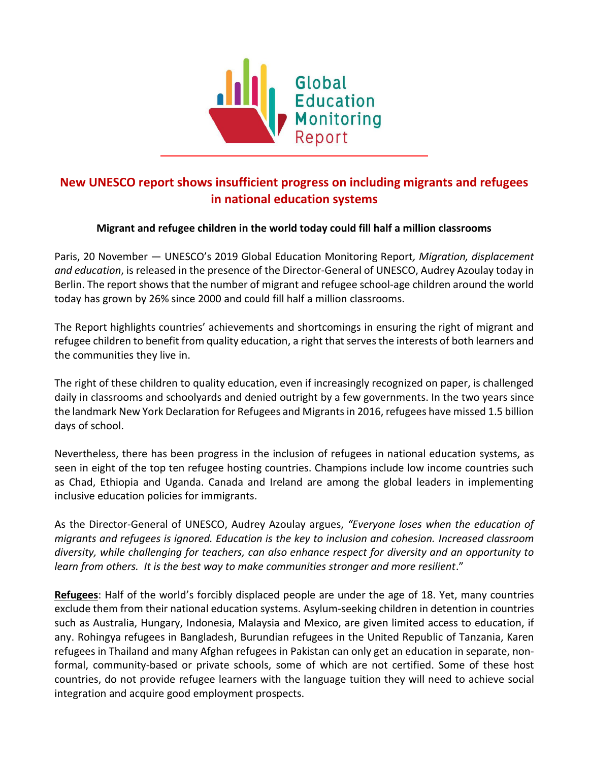Global Education Monitoring Report

# New UNESCO report shows insufficient progress on including migrants and refugees in national education systems

**Migrant and refugee children in the world today could fill half a million classrooms**

Paris, 20 November — UNESCO's 2019 Global Education Monitoring Report*, Migration, displacement and education*, is released in the presence of the Director-General of UNESCO, Audrey Azoulay today in Berlin. The report shows that the number of migrant and refugee school-age children around the world today has grown by 26% since 2000 and could fill half a million classrooms.

The Report highlights countries' achievements and shortcomings in ensuring the right of migrant and refugee children to benefit from quality education, a right that serves the interests of both learners and the communities they live in.

The right of these children to quality education, even if increasingly recognized on paper, is challenged daily in classrooms and schoolyards and denied outright by a few governments. In the two years since the landmark New York Declaration for Refugees and Migrants in 2016, refugees have missed 1.5 billion days of school.

Nevertheless, there has been progress in the inclusion of refugees in national education systems, as seen in eight of the top ten refugee hosting countries. Champions include low income countries such as Chad, Ethiopia and Uganda. Canada and Ireland are among the global leaders in implementing inclusive education policies for immigrants.

As the Director-General of UNESCO, Audrey Azoulay argues, *"Everyone loses when the education of migrants and refugees is ignored. Education is the key to inclusion and cohesion. Increased classroom diversity, while challenging for teachers, can also enhance respect for diversity and an opportunity to learn from others. It is the best way to make communities stronger and more resilient*."

**Refugees**: Half of the world's forcibly displaced people are under the age of 18. Yet, many countries exclude them from their national education systems. Asylum-seeking children in detention in countries such as Australia, Hungary, Indonesia, Malaysia and Mexico, are given limited access to education, if any. Rohingya refugees in Bangladesh, Burundian refugees in the United Republic of Tanzania, Karen refugees in Thailand and many Afghan refugees in Pakistan can only get an education in separate, non-formal, community-based or private schools, some of which are not certified. Some of these host countries, do not provide refugee learners with the language tuition they will need to achieve social integration and acquire good employment prospects.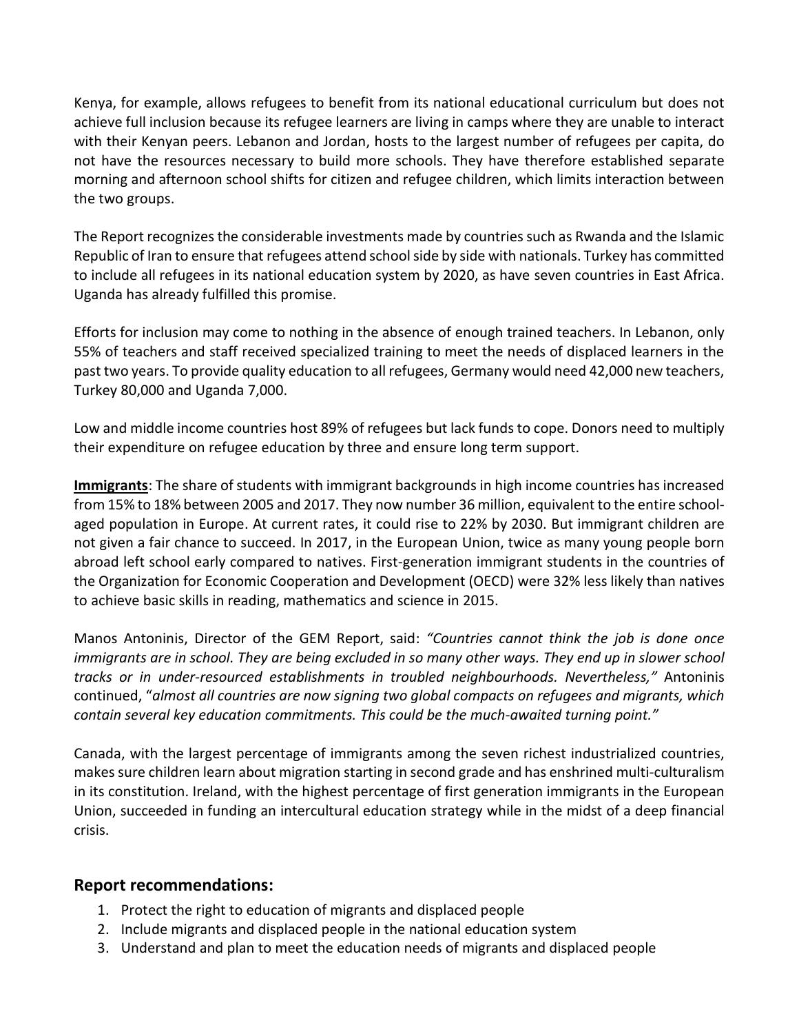Kenya, for example, allows refugees to benefit from its national educational curriculum but does not achieve full inclusion because its refugee learners are living in camps where they are unable to interact with their Kenyan peers. Lebanon and Jordan, hosts to the largest number of refugees per capita, do not have the resources necessary to build more schools. They have therefore established separate morning and afternoon school shifts for citizen and refugee children, which limits interaction between the two groups.

The Report recognizes the considerable investments made by countries such as Rwanda and the Islamic Republic of Iran to ensure that refugees attend school side by side with nationals. Turkey has committed to include all refugees in its national education system by 2020, as have seven countries in East Africa. Uganda has already fulfilled this promise.

Efforts for inclusion may come to nothing in the absence of enough trained teachers. In Lebanon, only 55% of teachers and staff received specialized training to meet the needs of displaced learners in the past two years. To provide quality education to all refugees, Germany would need 42,000 new teachers, Turkey 80,000 and Uganda 7,000.

Low and middle income countries host 89% of refugees but lack funds to cope. Donors need to multiply their expenditure on refugee education by three and ensure long term support.

**Immigrants**: The share of students with immigrant backgrounds in high income countries has increased from 15% to 18% between 2005 and 2017. They now number 36 million, equivalent to the entire school-aged population in Europe. At current rates, it could rise to 22% by 2030. But immigrant children are not given a fair chance to succeed. In 2017, in the European Union, twice as many young people born abroad left school early compared to natives. First-generation immigrant students in the countries of the Organization for Economic Cooperation and Development (OECD) were 32% less likely than natives to achieve basic skills in reading, mathematics and science in 2015.

Manos Antoninis, Director of the GEM Report, said: *"Countries cannot think the job is done once immigrants are in school. They are being excluded in so many other ways. They end up in slower school tracks or in under-resourced establishments in troubled neighbourhoods. Nevertheless,"* Antoninis continued, "*almost all countries are now signing two global compacts on refugees and migrants, which contain several key education commitments. This could be the much-awaited turning point."*

Canada, with the largest percentage of immigrants among the seven richest industrialized countries, makes sure children learn about migration starting in second grade and has enshrined multi-culturalism in its constitution. Ireland, with the highest percentage of first generation immigrants in the European Union, succeeded in funding an intercultural education strategy while in the midst of a deep financial crisis.

## Report recommendations:

1. Protect the right to education of migrants and displaced people
2. Include migrants and displaced people in the national education system
3. Understand and plan to meet the education needs of migrants and displaced people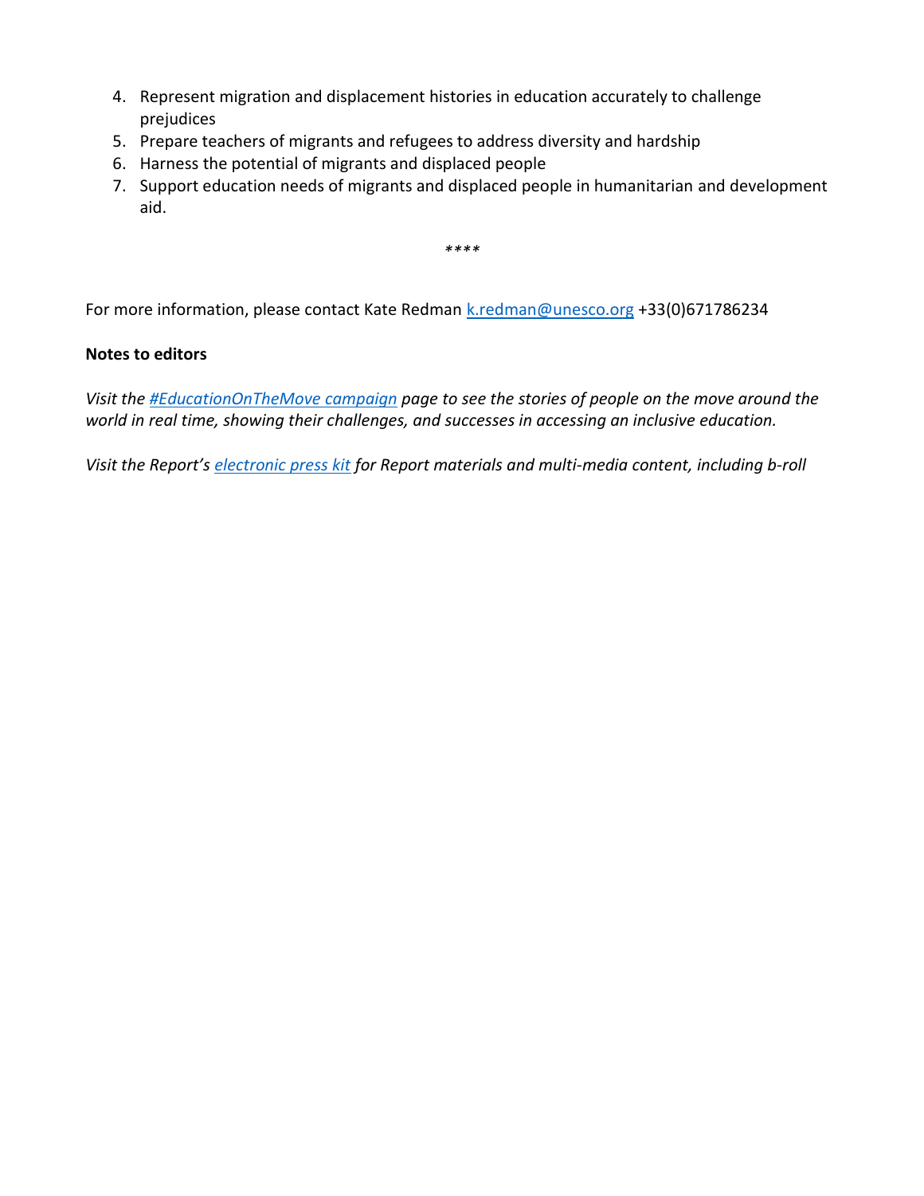4. Represent migration and displacement histories in education accurately to challenge prejudices
5. Prepare teachers of migrants and refugees to address diversity and hardship
6. Harness the potential of migrants and displaced people
7. Support education needs of migrants and displaced people in humanitarian and development aid.

****

For more information, please contact Kate Redman k.redman@unesco.org +33(0)671786234

**Notes to editors**

*Visit the #EducationOnTheMove campaign page to see the stories of people on the move around the world in real time, showing their challenges, and successes in accessing an inclusive education.*

*Visit the Report's electronic press kit for Report materials and multi-media content, including b-roll*